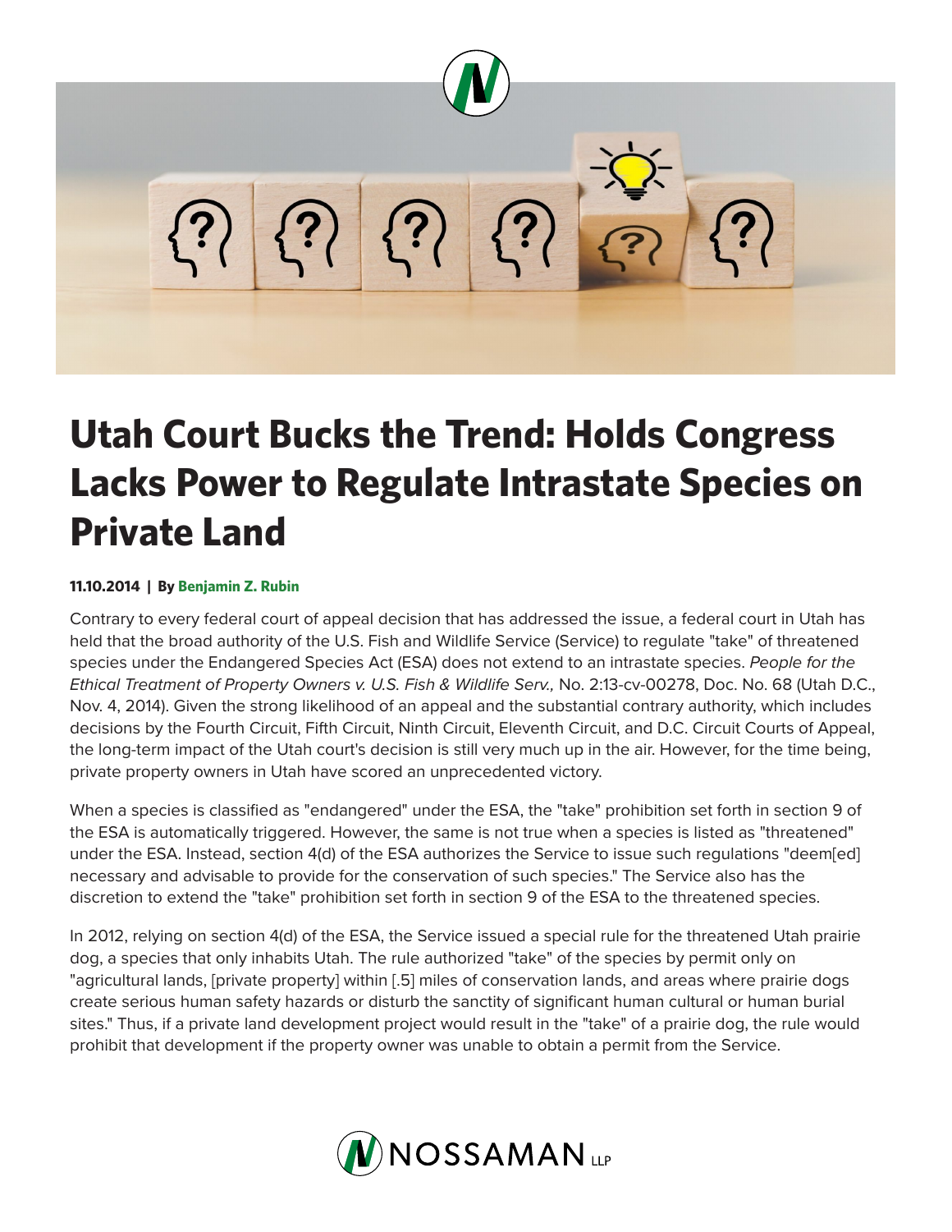# Utah Court Bucks the Trend: Holds Congress Lacks Power to Regulate Intrastate Species on Private Land

**11.10.2014 | By Benjamin Z. Rubin**

Contrary to every federal court of appeal decision that has addressed the issue, a federal court in Utah has held that the broad authority of the U.S. Fish and Wildlife Service (Service) to regulate "take" of threatened species under the Endangered Species Act (ESA) does not extend to an intrastate species. *People for the Ethical Treatment of Property Owners v. U.S. Fish & Wildlife Serv.,* No. 2:13-cv-00278, Doc. No. 68 (Utah D.C., Nov. 4, 2014). Given the strong likelihood of an appeal and the substantial contrary authority, which includes decisions by the Fourth Circuit, Fifth Circuit, Ninth Circuit, Eleventh Circuit, and D.C. Circuit Courts of Appeal, the long-term impact of the Utah court's decision is still very much up in the air. However, for the time being, private property owners in Utah have scored an unprecedented victory.

When a species is classified as "endangered" under the ESA, the "take" prohibition set forth in section 9 of the ESA is automatically triggered. However, the same is not true when a species is listed as "threatened" under the ESA. Instead, section 4(d) of the ESA authorizes the Service to issue such regulations "deem[ed] necessary and advisable to provide for the conservation of such species." The Service also has the discretion to extend the "take" prohibition set forth in section 9 of the ESA to the threatened species.

In 2012, relying on section 4(d) of the ESA, the Service issued a special rule for the threatened Utah prairie dog, a species that only inhabits Utah. The rule authorized "take" of the species by permit only on "agricultural lands, [private property] within [.5] miles of conservation lands, and areas where prairie dogs create serious human safety hazards or disturb the sanctity of significant human cultural or human burial sites." Thus, if a private land development project would result in the "take" of a prairie dog, the rule would prohibit that development if the property owner was unable to obtain a permit from the Service.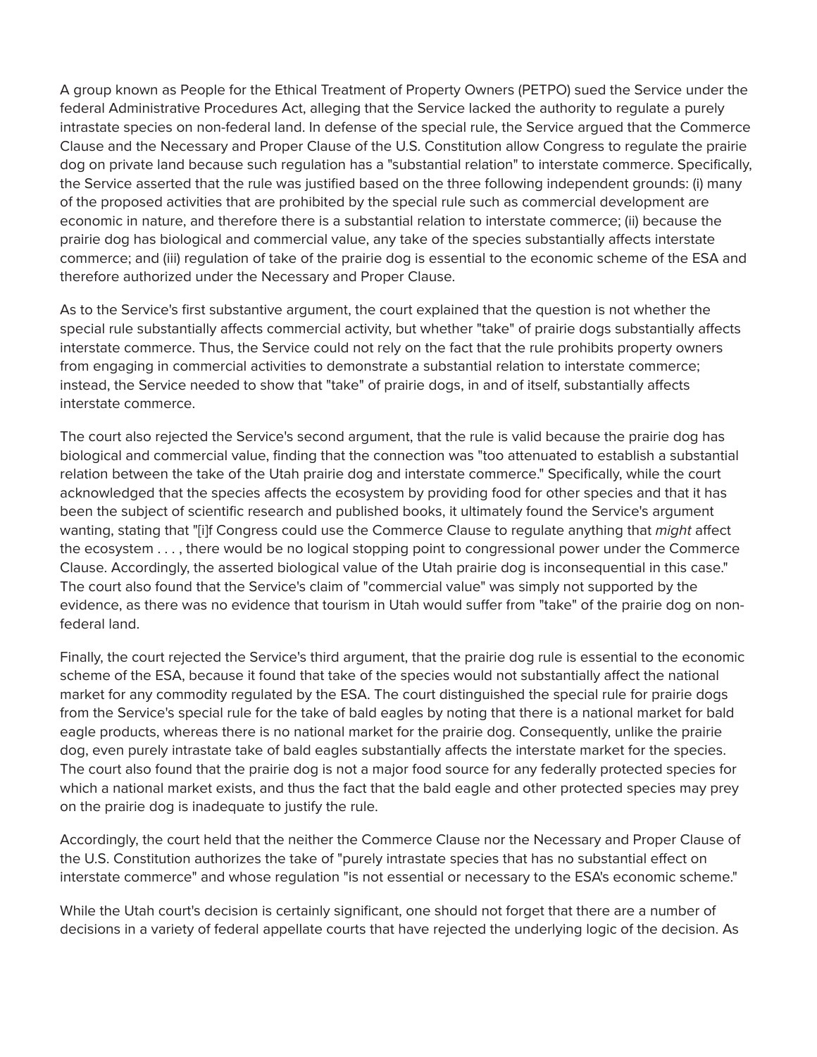A group known as People for the Ethical Treatment of Property Owners (PETPO) sued the Service under the federal Administrative Procedures Act, alleging that the Service lacked the authority to regulate a purely intrastate species on non-federal land. In defense of the special rule, the Service argued that the Commerce Clause and the Necessary and Proper Clause of the U.S. Constitution allow Congress to regulate the prairie dog on private land because such regulation has a "substantial relation" to interstate commerce. Specifically, the Service asserted that the rule was justified based on the three following independent grounds: (i) many of the proposed activities that are prohibited by the special rule such as commercial development are economic in nature, and therefore there is a substantial relation to interstate commerce; (ii) because the prairie dog has biological and commercial value, any take of the species substantially affects interstate commerce; and (iii) regulation of take of the prairie dog is essential to the economic scheme of the ESA and therefore authorized under the Necessary and Proper Clause.

As to the Service's first substantive argument, the court explained that the question is not whether the special rule substantially affects commercial activity, but whether "take" of prairie dogs substantially affects interstate commerce. Thus, the Service could not rely on the fact that the rule prohibits property owners from engaging in commercial activities to demonstrate a substantial relation to interstate commerce; instead, the Service needed to show that "take" of prairie dogs, in and of itself, substantially affects interstate commerce.

The court also rejected the Service's second argument, that the rule is valid because the prairie dog has biological and commercial value, finding that the connection was "too attenuated to establish a substantial relation between the take of the Utah prairie dog and interstate commerce." Specifically, while the court acknowledged that the species affects the ecosystem by providing food for other species and that it has been the subject of scientific research and published books, it ultimately found the Service's argument wanting, stating that "[i]f Congress could use the Commerce Clause to regulate anything that *might* affect the ecosystem . . . , there would be no logical stopping point to congressional power under the Commerce Clause. Accordingly, the asserted biological value of the Utah prairie dog is inconsequential in this case." The court also found that the Service's claim of "commercial value" was simply not supported by the evidence, as there was no evidence that tourism in Utah would suffer from "take" of the prairie dog on non-federal land.

Finally, the court rejected the Service's third argument, that the prairie dog rule is essential to the economic scheme of the ESA, because it found that take of the species would not substantially affect the national market for any commodity regulated by the ESA. The court distinguished the special rule for prairie dogs from the Service's special rule for the take of bald eagles by noting that there is a national market for bald eagle products, whereas there is no national market for the prairie dog. Consequently, unlike the prairie dog, even purely intrastate take of bald eagles substantially affects the interstate market for the species. The court also found that the prairie dog is not a major food source for any federally protected species for which a national market exists, and thus the fact that the bald eagle and other protected species may prey on the prairie dog is inadequate to justify the rule.

Accordingly, the court held that the neither the Commerce Clause nor the Necessary and Proper Clause of the U.S. Constitution authorizes the take of "purely intrastate species that has no substantial effect on interstate commerce" and whose regulation "is not essential or necessary to the ESA's economic scheme."

While the Utah court's decision is certainly significant, one should not forget that there are a number of decisions in a variety of federal appellate courts that have rejected the underlying logic of the decision. As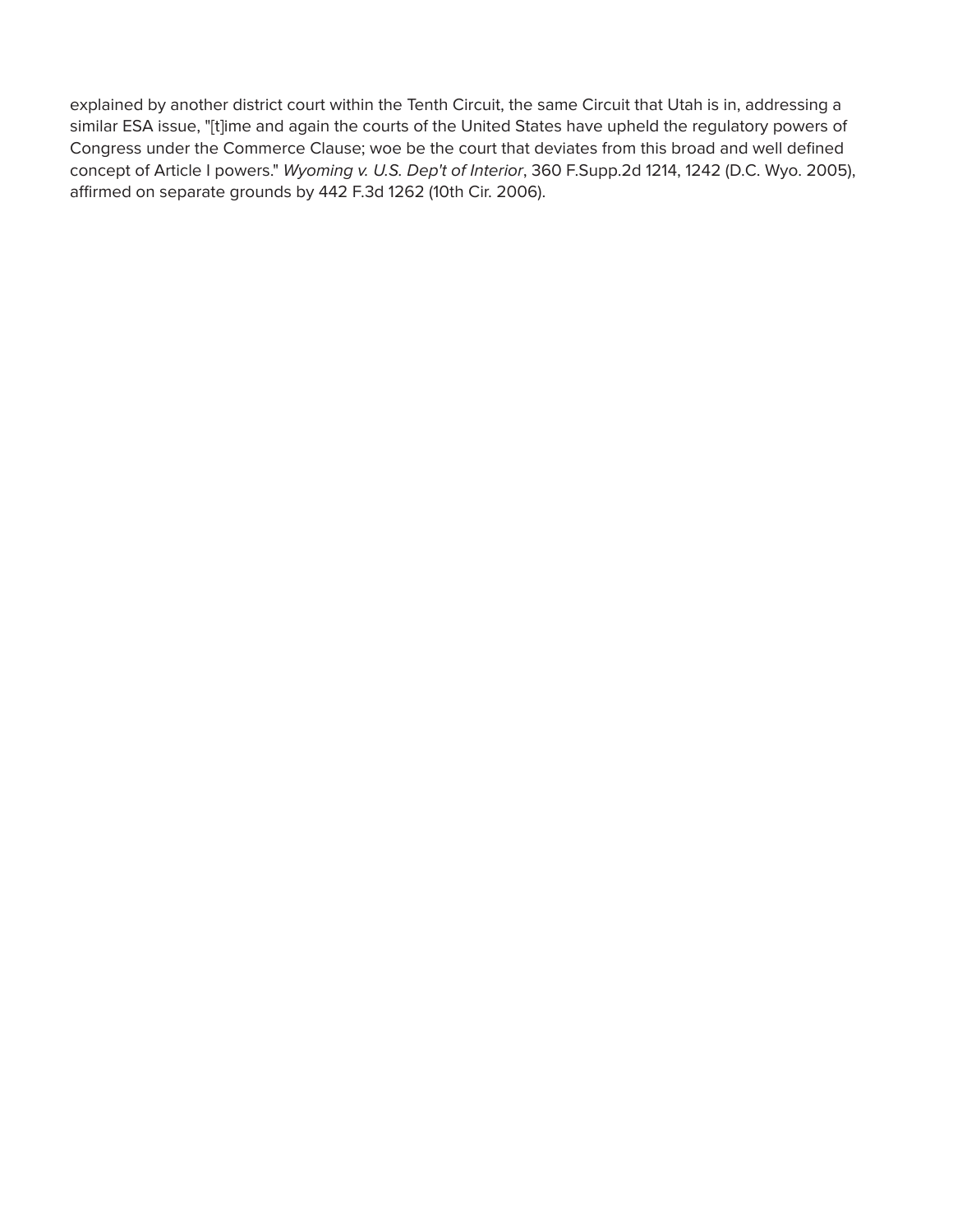explained by another district court within the Tenth Circuit, the same Circuit that Utah is in, addressing a similar ESA issue, "[t]ime and again the courts of the United States have upheld the regulatory powers of Congress under the Commerce Clause; woe be the court that deviates from this broad and well defined concept of Article I powers." *Wyoming v. U.S. Dep't of Interior*, 360 F.Supp.2d 1214, 1242 (D.C. Wyo. 2005), affirmed on separate grounds by 442 F.3d 1262 (10th Cir. 2006).